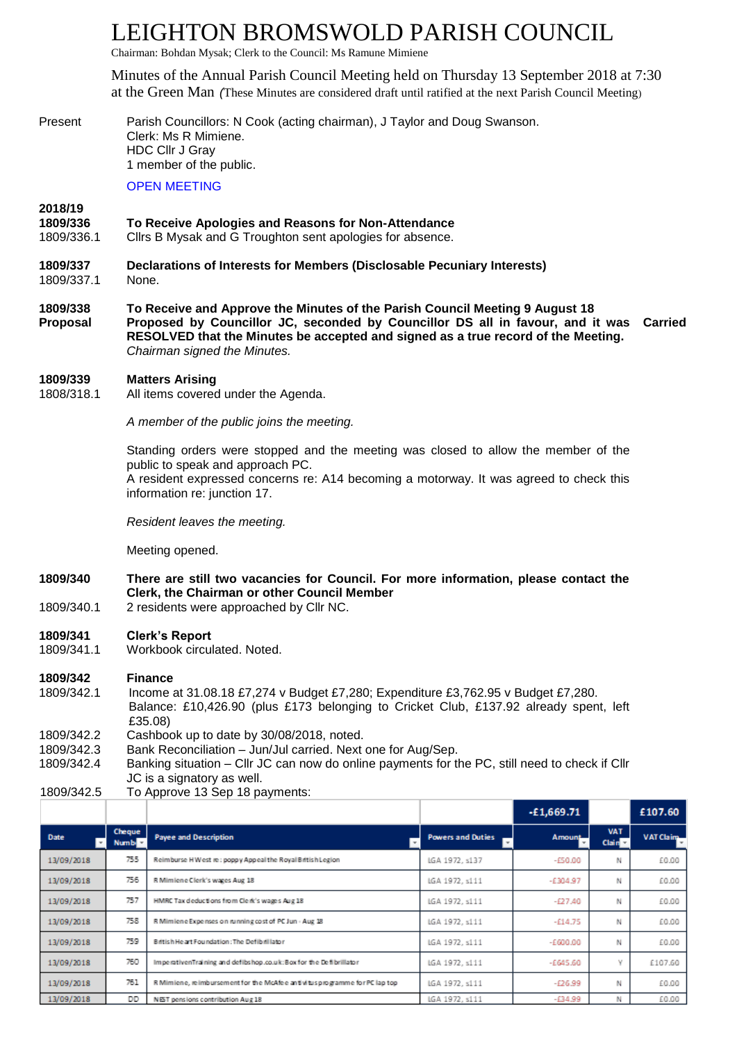# LEIGHTON BROMSWOLD PARISH COUNCIL

Chairman: Bohdan Mysak; Clerk to the Council: Ms Ramune Mimiene

Minutes of the Annual Parish Council Meeting held on Thursday 13 September 2018 at 7:30 at the Green Man *(These Minutes are considered draft until ratified at the next Parish Council Meeting)*

Present Parish Councillors: N Cook (acting chairman), J Taylor and Doug Swanson.
Clerk: Ms R Mimiene.
HDC Cllr J Gray
1 member of the public.

OPEN MEETING

**2018/19**

**1809/336 To Receive Apologies and Reasons for Non-Attendance**

1809/336.1 Cllrs B Mysak and G Troughton sent apologies for absence.

**1809/337 Declarations of Interests for Members (Disclosable Pecuniary Interests)**

1809/337.1 None.

**1809/338 To Receive and Approve the Minutes of the Parish Council Meeting 9 August 18**

**Proposal** **Proposed by Councillor JC, seconded by Councillor DS all in favour, and it was RESOLVED that the Minutes be accepted and signed as a true record of the Meeting.** **Carried**
*Chairman signed the Minutes.*

**1809/339 Matters Arising**

1808/318.1 All items covered under the Agenda.

*A member of the public joins the meeting.*

Standing orders were stopped and the meeting was closed to allow the member of the public to speak and approach PC.
A resident expressed concerns re: A14 becoming a motorway. It was agreed to check this information re: junction 17.

*Resident leaves the meeting.*

Meeting opened.

**1809/340 There are still two vacancies for Council. For more information, please contact the Clerk, the Chairman or other Council Member**

1809/340.1 2 residents were approached by Cllr NC.

**1809/341 Clerk's Report**

1809/341.1 Workbook circulated. Noted.

**1809/342 Finance**

1809/342.1 Income at 31.08.18 £7,274 v Budget £7,280; Expenditure £3,762.95 v Budget £7,280. Balance: £10,426.90 (plus £173 belonging to Cricket Club, £137.92 already spent, left £35.08)

1809/342.2 Cashbook up to date by 30/08/2018, noted.

1809/342.3 Bank Reconciliation – Jun/Jul carried. Next one for Aug/Sep.

1809/342.4 Banking situation – Cllr JC can now do online payments for the PC, still need to check if Cllr JC is a signatory as well.

1809/342.5 To Approve 13 Sep 18 payments:

| | | | | -£1,669.71 | | £107.60 |
|---|---|---|---|---|---|---|
| **Date** | **Cheque Number** | **Payee and Description** | **Powers and Duties** | **Amount** | **VAT Claim** | **VAT Claim** |
| 13/09/2018 | 755 | Reimburse H West re: poppy Appeal the Royal British Legion | LGA 1972, s137 | -£50.00 | N | £0.00 |
| 13/09/2018 | 756 | R Mimiene Clerk's wages Aug 18 | LGA 1972, s111 | -£304.97 | N | £0.00 |
| 13/09/2018 | 757 | HMRC Tax deductions from Clerk's wages Aug 18 | LGA 1972, s111 | -£27.40 | N | £0.00 |
| 13/09/2018 | 758 | R Mimiene Expenses on running cost of PC Jun - Aug 18 | LGA 1972, s111 | -£14.75 | N | £0.00 |
| 13/09/2018 | 759 | British Heart Foundation: The Defibrillator | LGA 1972, s111 | -£600.00 | N | £0.00 |
| 13/09/2018 | 760 | ImperativeTraining and defibshop.co.uk: Box for the Defibrillator | LGA 1972, s111 | -£645.60 | Y | £107.60 |
| 13/09/2018 | 761 | R Mimiene, reimbursement for the McAfee antivirus programme for PC lap top | LGA 1972, s111 | -£26.99 | N | £0.00 |
| 13/09/2018 | DD | NEST pensions contribution Aug 18 | LGA 1972, s111 | -£34.99 | N | £0.00 |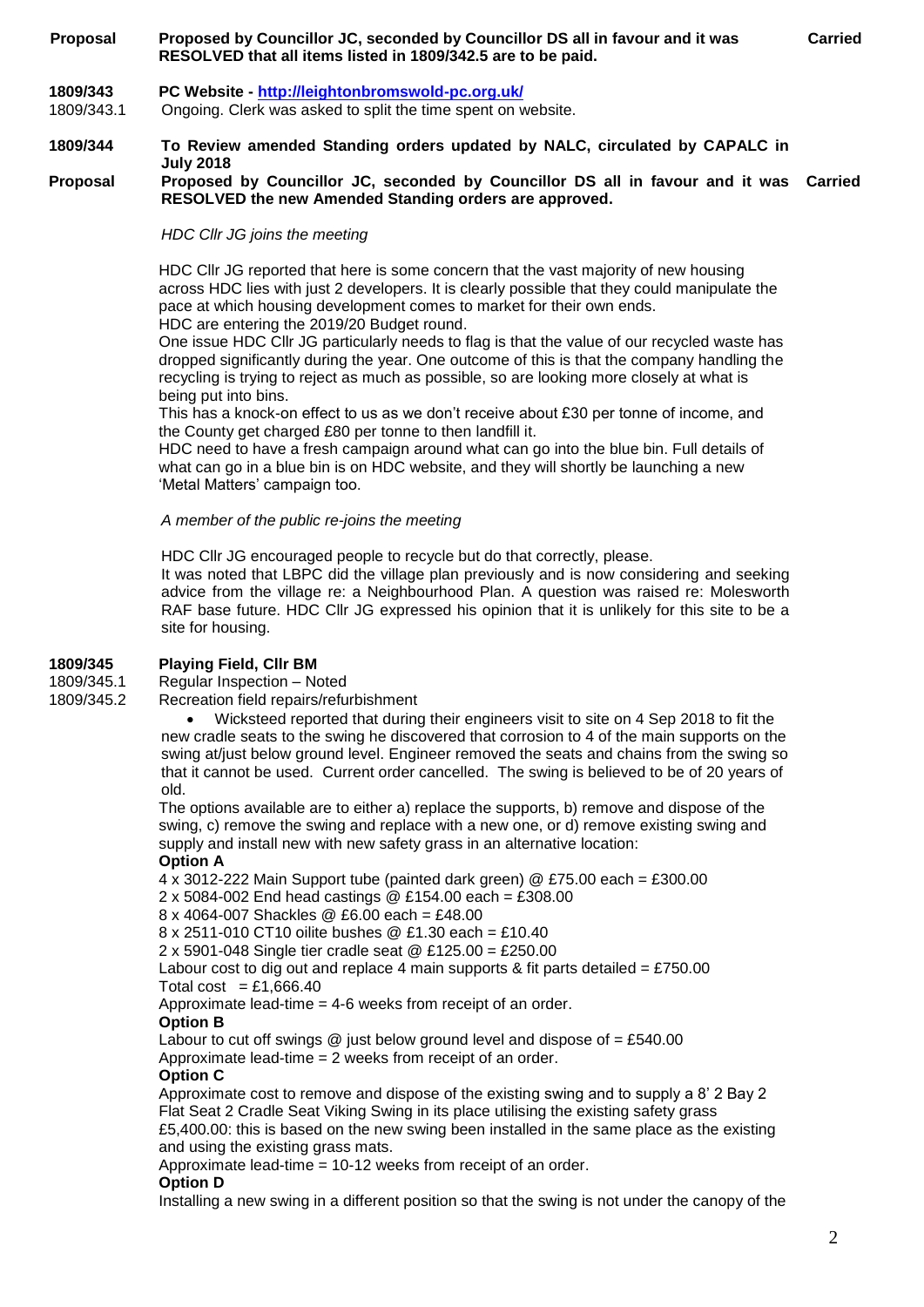**Proposal** **Proposed by Councillor JC, seconded by Councillor DS all in favour and it was RESOLVED that all items listed in 1809/342.5 are to be paid.** **Carried**

**1809/343** **PC Website - http://leightonbromswold-pc.org.uk/**

1809/343.1 Ongoing. Clerk was asked to split the time spent on website.

**1809/344** **To Review amended Standing orders updated by NALC, circulated by CAPALC in July 2018**

**Proposal** **Proposed by Councillor JC, seconded by Councillor DS all in favour and it was RESOLVED the new Amended Standing orders are approved.** **Carried**

*HDC Cllr JG joins the meeting*

HDC Cllr JG reported that here is some concern that the vast majority of new housing across HDC lies with just 2 developers. It is clearly possible that they could manipulate the pace at which housing development comes to market for their own ends.
HDC are entering the 2019/20 Budget round.
One issue HDC Cllr JG particularly needs to flag is that the value of our recycled waste has dropped significantly during the year. One outcome of this is that the company handling the recycling is trying to reject as much as possible, so are looking more closely at what is being put into bins.
This has a knock-on effect to us as we don't receive about £30 per tonne of income, and the County get charged £80 per tonne to then landfill it.
HDC need to have a fresh campaign around what can go into the blue bin. Full details of what can go in a blue bin is on HDC website, and they will shortly be launching a new 'Metal Matters' campaign too.

*A member of the public re-joins the meeting*

HDC Cllr JG encouraged people to recycle but do that correctly, please.
It was noted that LBPC did the village plan previously and is now considering and seeking advice from the village re: a Neighbourhood Plan. A question was raised re: Molesworth RAF base future. HDC Cllr JG expressed his opinion that it is unlikely for this site to be a site for housing.

**1809/345** **Playing Field, Cllr BM**

1809/345.1 Regular Inspection – Noted

1809/345.2 Recreation field repairs/refurbishment

- Wicksteed reported that during their engineers visit to site on 4 Sep 2018 to fit the new cradle seats to the swing he discovered that corrosion to 4 of the main supports on the swing at/just below ground level. Engineer removed the seats and chains from the swing so that it cannot be used. Current order cancelled. The swing is believed to be of 20 years of old.

The options available are to either a) replace the supports, b) remove and dispose of the swing, c) remove the swing and replace with a new one, or d) remove existing swing and supply and install new with new safety grass in an alternative location:

**Option A**

4 x 3012-222 Main Support tube (painted dark green) @ £75.00 each = £300.00
2 x 5084-002 End head castings @ £154.00 each = £308.00
8 x 4064-007 Shackles @ £6.00 each = £48.00
8 x 2511-010 CT10 oilite bushes @ £1.30 each = £10.40
2 x 5901-048 Single tier cradle seat @ £125.00 = £250.00
Labour cost to dig out and replace 4 main supports & fit parts detailed = £750.00
Total cost = £1,666.40
Approximate lead-time = 4-6 weeks from receipt of an order.

**Option B**

Labour to cut off swings @ just below ground level and dispose of = £540.00
Approximate lead-time = 2 weeks from receipt of an order.

**Option C**

Approximate cost to remove and dispose of the existing swing and to supply a 8' 2 Bay 2 Flat Seat 2 Cradle Seat Viking Swing in its place utilising the existing safety grass £5,400.00: this is based on the new swing been installed in the same place as the existing and using the existing grass mats.
Approximate lead-time = 10-12 weeks from receipt of an order.

**Option D**

Installing a new swing in a different position so that the swing is not under the canopy of the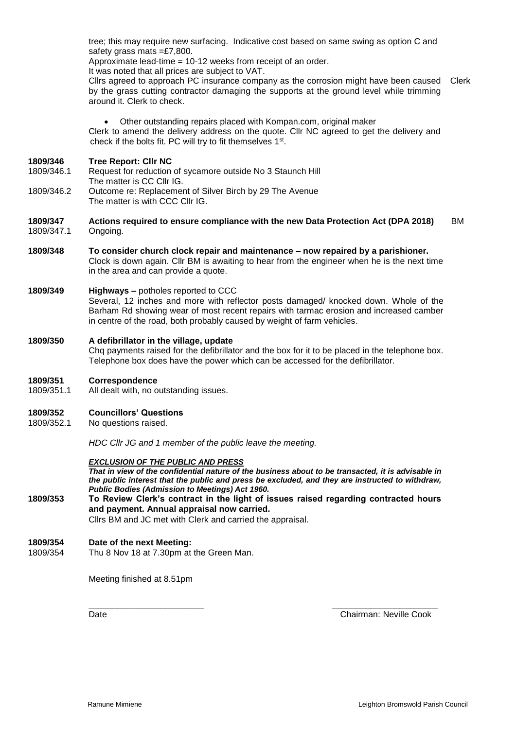tree; this may require new surfacing. Indicative cost based on same swing as option C and safety grass mats =£7,800.
Approximate lead-time = 10-12 weeks from receipt of an order.
It was noted that all prices are subject to VAT.
Cllrs agreed to approach PC insurance company as the corrosion might have been caused by the grass cutting contractor damaging the supports at the ground level while trimming around it. Clerk to check. **Clerk**

- Other outstanding repairs placed with Kompan.com, original maker

Clerk to amend the delivery address on the quote. Cllr NC agreed to get the delivery and check if the bolts fit. PC will try to fit themselves 1st.

**1809/346 Tree Report: Cllr NC**

1809/346.1 Request for reduction of sycamore outside No 3 Staunch Hill
The matter is CC Cllr IG.

1809/346.2 Outcome re: Replacement of Silver Birch by 29 The Avenue
The matter is with CCC Cllr IG.

**1809/347 Actions required to ensure compliance with the new Data Protection Act (DPA 2018)** BM

1809/347.1 Ongoing.

**1809/348 To consider church clock repair and maintenance – now repaired by a parishioner.**
Clock is down again. Cllr BM is awaiting to hear from the engineer when he is the next time in the area and can provide a quote.

**1809/349 Highways –** potholes reported to CCC
Several, 12 inches and more with reflector posts damaged/ knocked down. Whole of the Barham Rd showing wear of most recent repairs with tarmac erosion and increased camber in centre of the road, both probably caused by weight of farm vehicles.

**1809/350 A defibrillator in the village, update**
Chq payments raised for the defibrillator and the box for it to be placed in the telephone box. Telephone box does have the power which can be accessed for the defibrillator.

**1809/351 Correspondence**

1809/351.1 All dealt with, no outstanding issues.

**1809/352 Councillors' Questions**

1809/352.1 No questions raised.

*HDC Cllr JG and 1 member of the public leave the meeting.*

***EXCLUSION OF THE PUBLIC AND PRESS***
***That in view of the confidential nature of the business about to be transacted, it is advisable in the public interest that the public and press be excluded, and they are instructed to withdraw, Public Bodies (Admission to Meetings) Act 1960.***

**1809/353 To Review Clerk's contract in the light of issues raised regarding contracted hours and payment. Annual appraisal now carried.**
Cllrs BM and JC met with Clerk and carried the appraisal.

**1809/354 Date of the next Meeting:**

1809/354 Thu 8 Nov 18 at 7.30pm at the Green Man.

Meeting finished at 8.51pm

\_\_\_\_\_\_\_\_\_\_\_\_\_\_\_\_\_\_\_\_\_\_\_\_ \_\_\_\_\_\_\_\_\_\_\_\_\_\_\_\_\_\_\_\_\_\_\_\_

Date Chairman: Neville Cook